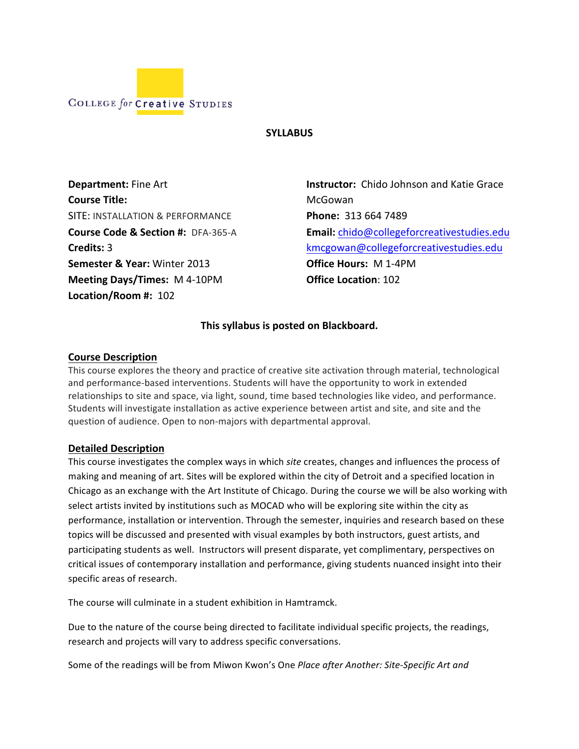College for Creative Studies

**SYLLABUS**

**Department:** Fine Art
**Course Title:**
SITE: INSTALLATION & PERFORMANCE
**Course Code & Section #:** DFA-365-A
**Credits:** 3
**Semester & Year:** Winter 2013
**Meeting Days/Times:** M 4-10PM
**Location/Room #:** 102

**Instructor:** Chido Johnson and Katie Grace McGowan
**Phone:** 313 664 7489
**Email:** chido@collegeforcreativestudies.edu
kmcgowan@collegeforcreativestudies.edu
**Office Hours:** M 1-4PM
**Office Location**: 102

**This syllabus is posted on Blackboard.**

## Course Description

This course explores the theory and practice of creative site activation through material, technological and performance-based interventions. Students will have the opportunity to work in extended relationships to site and space, via light, sound, time based technologies like video, and performance. Students will investigate installation as active experience between artist and site, and site and the question of audience. Open to non-majors with departmental approval.

## Detailed Description

This course investigates the complex ways in which *site* creates, changes and influences the process of making and meaning of art. Sites will be explored within the city of Detroit and a specified location in Chicago as an exchange with the Art Institute of Chicago. During the course we will be also working with select artists invited by institutions such as MOCAD who will be exploring site within the city as performance, installation or intervention. Through the semester, inquiries and research based on these topics will be discussed and presented with visual examples by both instructors, guest artists, and participating students as well. Instructors will present disparate, yet complimentary, perspectives on critical issues of contemporary installation and performance, giving students nuanced insight into their specific areas of research.

The course will culminate in a student exhibition in Hamtramck.

Due to the nature of the course being directed to facilitate individual specific projects, the readings, research and projects will vary to address specific conversations.

Some of the readings will be from Miwon Kwon's One *Place after Another: Site-Specific Art and*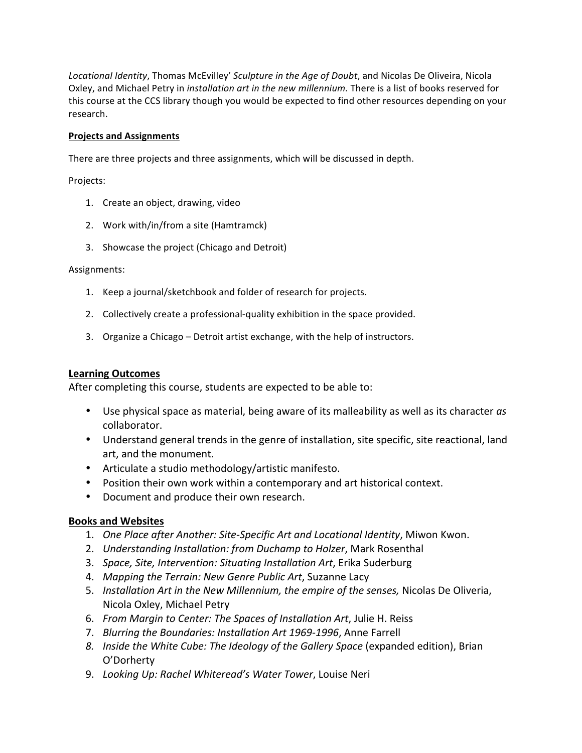*Locational Identity*, Thomas McEvilley' *Sculpture in the Age of Doubt*, and Nicolas De Oliveira, Nicola Oxley, and Michael Petry in *installation art in the new millennium.* There is a list of books reserved for this course at the CCS library though you would be expected to find other resources depending on your research.

**Projects and Assignments**

There are three projects and three assignments, which will be discussed in depth.

Projects:

1. Create an object, drawing, video
2. Work with/in/from a site (Hamtramck)
3. Showcase the project (Chicago and Detroit)

Assignments:

1. Keep a journal/sketchbook and folder of research for projects.
2. Collectively create a professional-quality exhibition in the space provided.
3. Organize a Chicago – Detroit artist exchange, with the help of instructors.

## Learning Outcomes

After completing this course, students are expected to be able to:

- Use physical space as material, being aware of its malleability as well as its character *as* collaborator.
- Understand general trends in the genre of installation, site specific, site reactional, land art, and the monument.
- Articulate a studio methodology/artistic manifesto.
- Position their own work within a contemporary and art historical context.
- Document and produce their own research.

## Books and Websites

1. *One Place after Another: Site-Specific Art and Locational Identity*, Miwon Kwon.
2. *Understanding Installation: from Duchamp to Holzer*, Mark Rosenthal
3. *Space, Site, Intervention: Situating Installation Art*, Erika Suderburg
4. *Mapping the Terrain: New Genre Public Art*, Suzanne Lacy
5. *Installation Art in the New Millennium, the empire of the senses,* Nicolas De Oliveria, Nicola Oxley, Michael Petry
6. *From Margin to Center: The Spaces of Installation Art*, Julie H. Reiss
7. *Blurring the Boundaries: Installation Art 1969-1996*, Anne Farrell
8. *Inside the White Cube: The Ideology of the Gallery Space* (expanded edition), Brian O'Dorherty
9. *Looking Up: Rachel Whiteread's Water Tower*, Louise Neri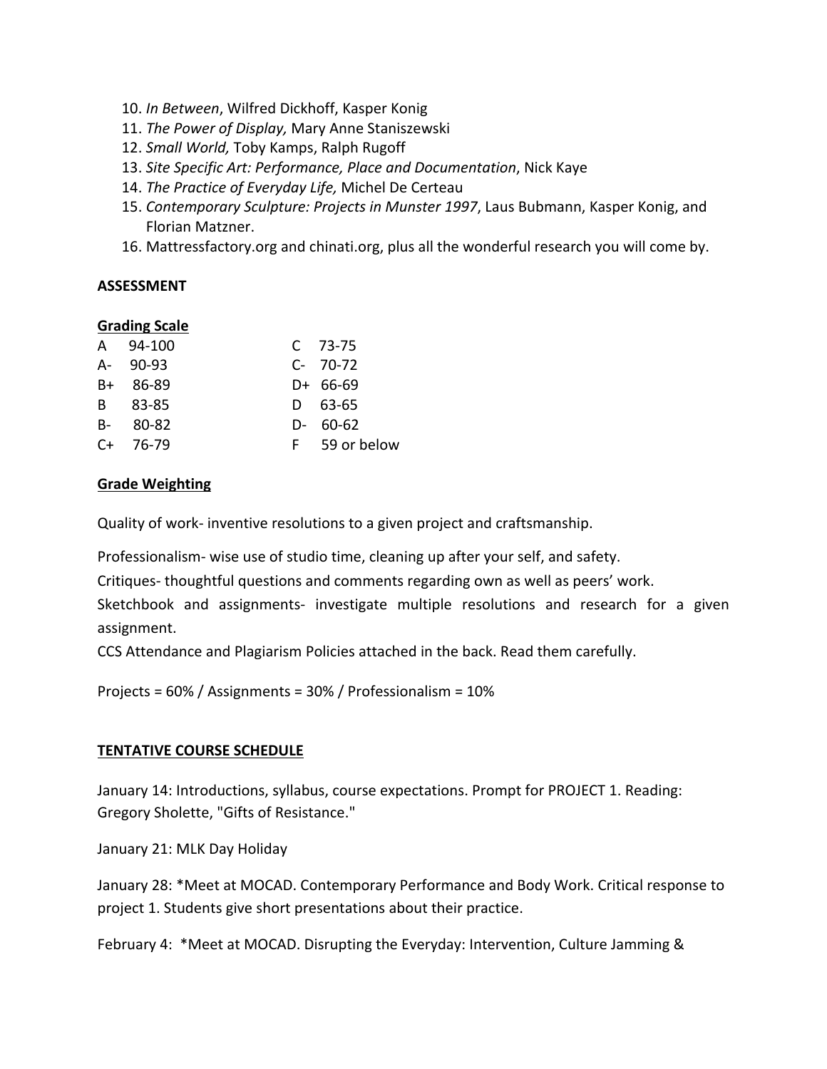10. *In Between*, Wilfred Dickhoff, Kasper Konig
11. *The Power of Display,* Mary Anne Staniszewski
12. *Small World,* Toby Kamps, Ralph Rugoff
13. *Site Specific Art: Performance, Place and Documentation*, Nick Kaye
14. *The Practice of Everyday Life,* Michel De Certeau
15. *Contemporary Sculpture: Projects in Munster 1997*, Laus Bubmann, Kasper Konig, and Florian Matzner.
16. Mattressfactory.org and chinati.org, plus all the wonderful research you will come by.

**ASSESSMENT**

**Grading Scale**

| | | | |
|---|---|---|---|
| A | 94-100 | C | 73-75 |
| A- | 90-93 | C- | 70-72 |
| B+ | 86-89 | D+ | 66-69 |
| B | 83-85 | D | 63-65 |
| B- | 80-82 | D- | 60-62 |
| C+ | 76-79 | F | 59 or below |

**Grade Weighting**

Quality of work- inventive resolutions to a given project and craftsmanship.

Professionalism- wise use of studio time, cleaning up after your self, and safety.
Critiques- thoughtful questions and comments regarding own as well as peers' work.
Sketchbook and assignments- investigate multiple resolutions and research for a given assignment.
CCS Attendance and Plagiarism Policies attached in the back. Read them carefully.

Projects = 60% / Assignments = 30% / Professionalism = 10%

**TENTATIVE COURSE SCHEDULE**

January 14: Introductions, syllabus, course expectations. Prompt for PROJECT 1. Reading: Gregory Sholette, "Gifts of Resistance."

January 21: MLK Day Holiday

January 28: *Meet at MOCAD. Contemporary Performance and Body Work. Critical response to project 1. Students give short presentations about their practice.

February 4: *Meet at MOCAD. Disrupting the Everyday: Intervention, Culture Jamming &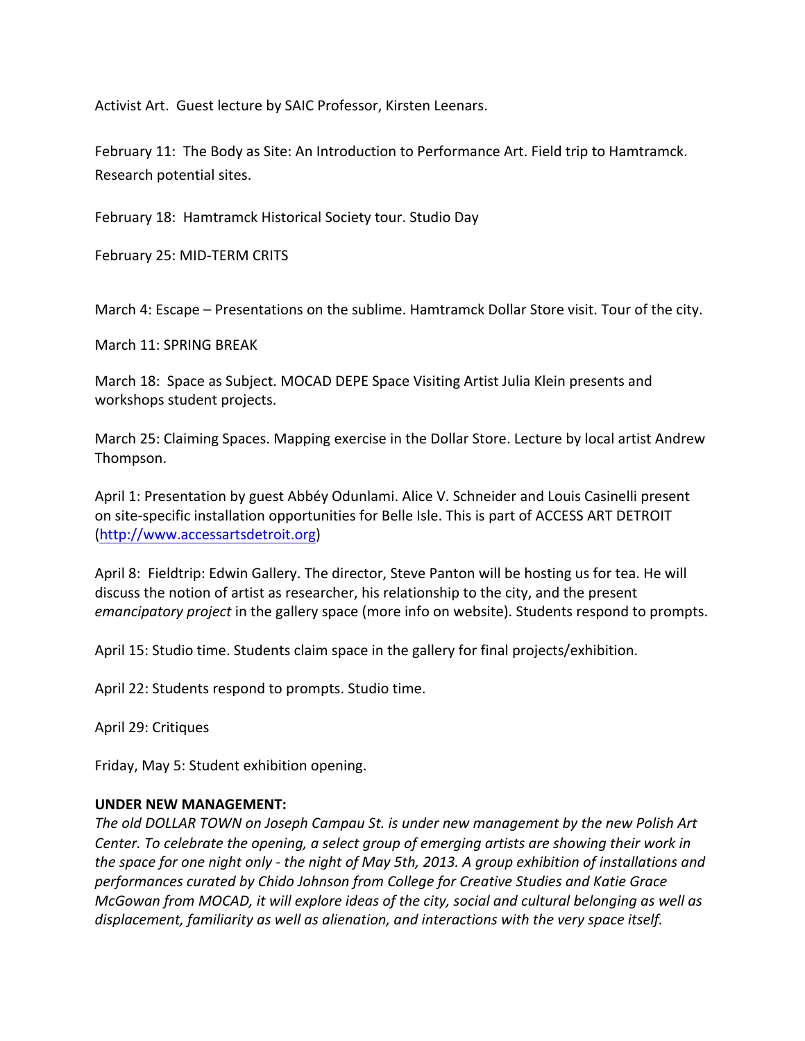Activist Art. Guest lecture by SAIC Professor, Kirsten Leenars.

February 11: The Body as Site: An Introduction to Performance Art. Field trip to Hamtramck. Research potential sites.

February 18: Hamtramck Historical Society tour. Studio Day

February 25: MID-TERM CRITS

March 4: Escape – Presentations on the sublime. Hamtramck Dollar Store visit. Tour of the city.

March 11: SPRING BREAK

March 18: Space as Subject. MOCAD DEPE Space Visiting Artist Julia Klein presents and workshops student projects.

March 25: Claiming Spaces. Mapping exercise in the Dollar Store. Lecture by local artist Andrew Thompson.

April 1: Presentation by guest Abbéy Odunlami. Alice V. Schneider and Louis Casinelli present on site-specific installation opportunities for Belle Isle. This is part of ACCESS ART DETROIT (http://www.accessartsdetroit.org)

April 8: Fieldtrip: Edwin Gallery. The director, Steve Panton will be hosting us for tea. He will discuss the notion of artist as researcher, his relationship to the city, and the present *emancipatory project* in the gallery space (more info on website). Students respond to prompts.

April 15: Studio time. Students claim space in the gallery for final projects/exhibition.

April 22: Students respond to prompts. Studio time.

April 29: Critiques

Friday, May 5: Student exhibition opening.

**UNDER NEW MANAGEMENT:**

*The old DOLLAR TOWN on Joseph Campau St. is under new management by the new Polish Art Center. To celebrate the opening, a select group of emerging artists are showing their work in the space for one night only - the night of May 5th, 2013. A group exhibition of installations and performances curated by Chido Johnson from College for Creative Studies and Katie Grace McGowan from MOCAD, it will explore ideas of the city, social and cultural belonging as well as displacement, familiarity as well as alienation, and interactions with the very space itself.*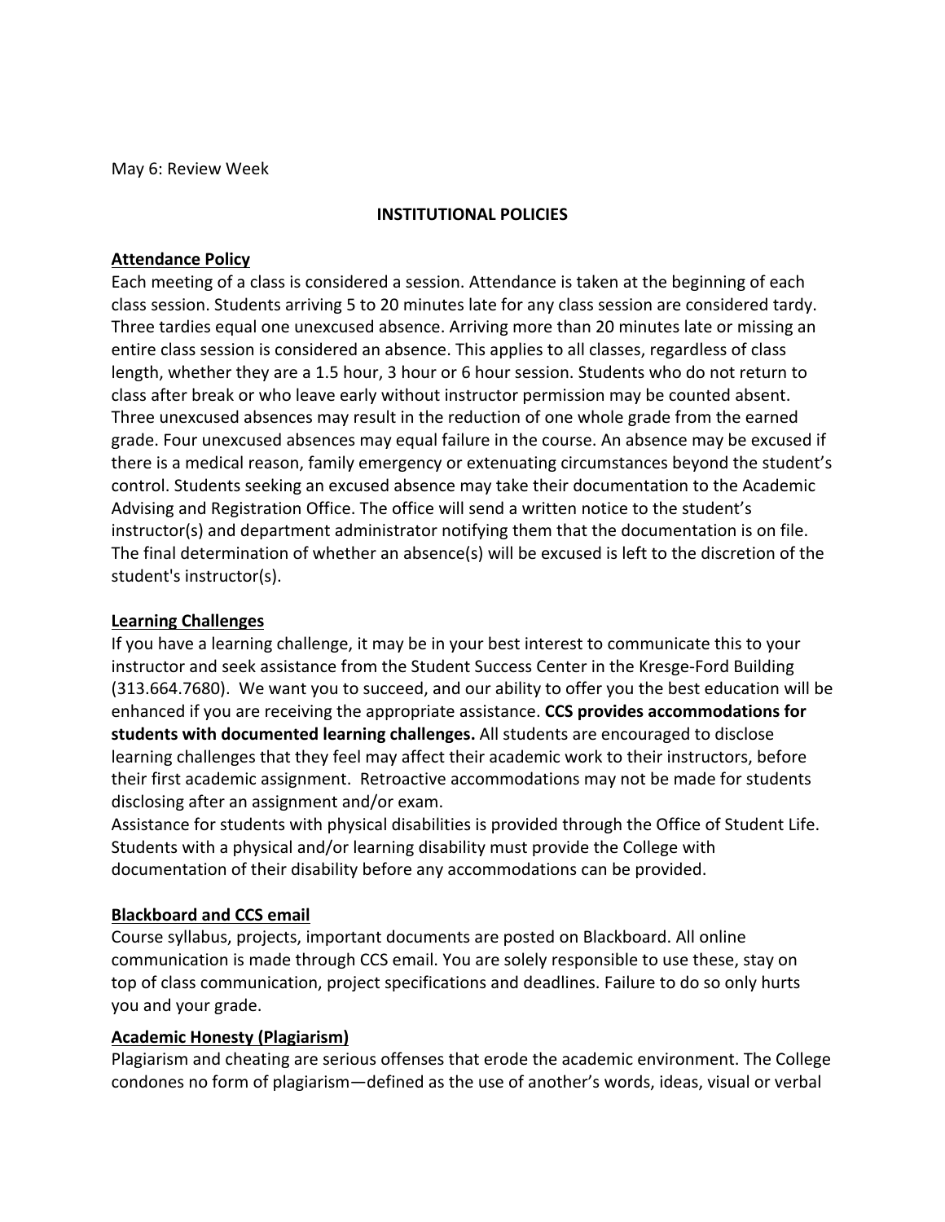May 6: Review Week

## INSTITUTIONAL POLICIES

### Attendance Policy

Each meeting of a class is considered a session. Attendance is taken at the beginning of each class session. Students arriving 5 to 20 minutes late for any class session are considered tardy. Three tardies equal one unexcused absence. Arriving more than 20 minutes late or missing an entire class session is considered an absence. This applies to all classes, regardless of class length, whether they are a 1.5 hour, 3 hour or 6 hour session. Students who do not return to class after break or who leave early without instructor permission may be counted absent. Three unexcused absences may result in the reduction of one whole grade from the earned grade. Four unexcused absences may equal failure in the course. An absence may be excused if there is a medical reason, family emergency or extenuating circumstances beyond the student's control. Students seeking an excused absence may take their documentation to the Academic Advising and Registration Office. The office will send a written notice to the student's instructor(s) and department administrator notifying them that the documentation is on file. The final determination of whether an absence(s) will be excused is left to the discretion of the student's instructor(s).

### Learning Challenges

If you have a learning challenge, it may be in your best interest to communicate this to your instructor and seek assistance from the Student Success Center in the Kresge-Ford Building (313.664.7680). We want you to succeed, and our ability to offer you the best education will be enhanced if you are receiving the appropriate assistance. **CCS provides accommodations for students with documented learning challenges.** All students are encouraged to disclose learning challenges that they feel may affect their academic work to their instructors, before their first academic assignment. Retroactive accommodations may not be made for students disclosing after an assignment and/or exam.

Assistance for students with physical disabilities is provided through the Office of Student Life. Students with a physical and/or learning disability must provide the College with documentation of their disability before any accommodations can be provided.

### Blackboard and CCS email

Course syllabus, projects, important documents are posted on Blackboard. All online communication is made through CCS email. You are solely responsible to use these, stay on top of class communication, project specifications and deadlines. Failure to do so only hurts you and your grade.

### Academic Honesty (Plagiarism)

Plagiarism and cheating are serious offenses that erode the academic environment. The College condones no form of plagiarism—defined as the use of another's words, ideas, visual or verbal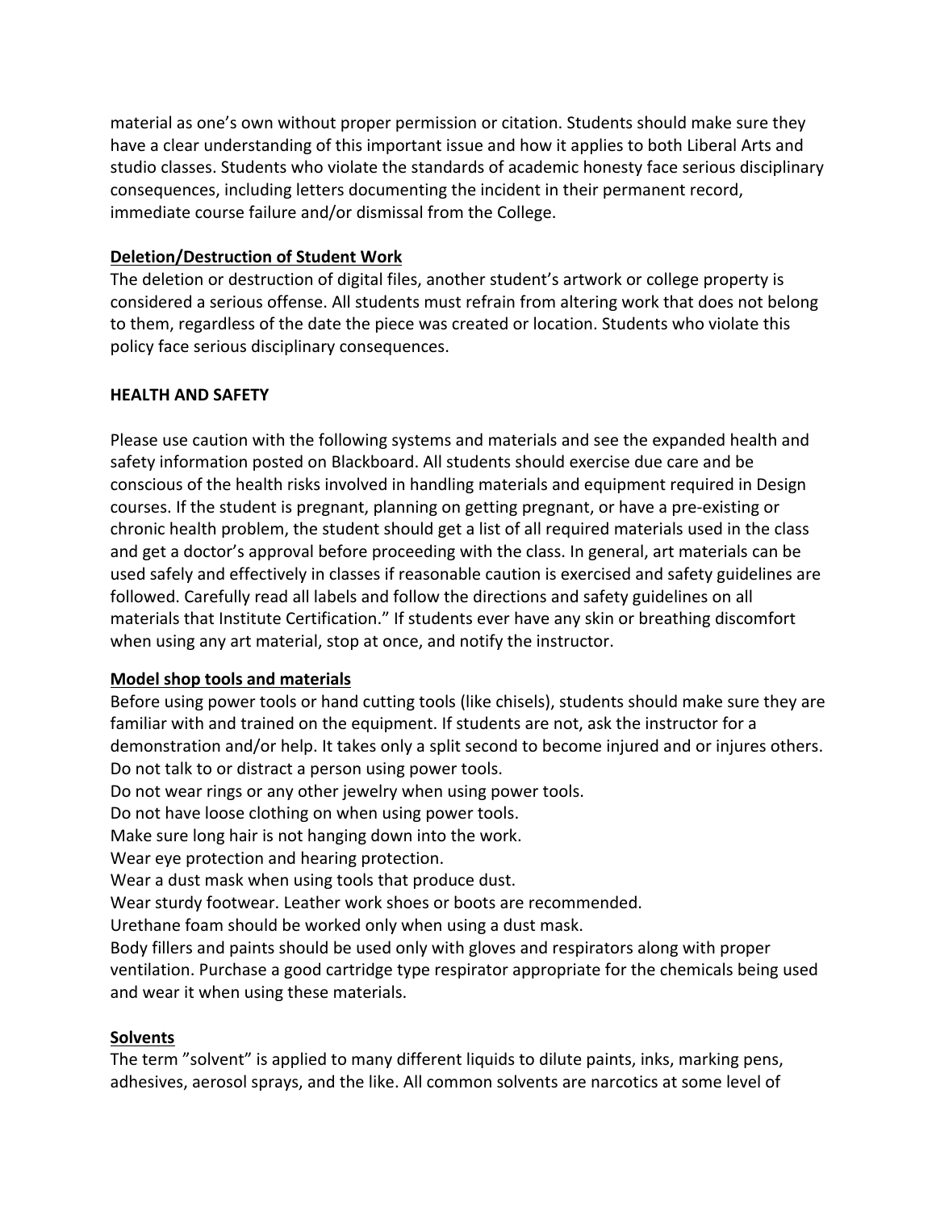material as one's own without proper permission or citation. Students should make sure they have a clear understanding of this important issue and how it applies to both Liberal Arts and studio classes. Students who violate the standards of academic honesty face serious disciplinary consequences, including letters documenting the incident in their permanent record, immediate course failure and/or dismissal from the College.

**Deletion/Destruction of Student Work**

The deletion or destruction of digital files, another student's artwork or college property is considered a serious offense. All students must refrain from altering work that does not belong to them, regardless of the date the piece was created or location. Students who violate this policy face serious disciplinary consequences.

**HEALTH AND SAFETY**

Please use caution with the following systems and materials and see the expanded health and safety information posted on Blackboard. All students should exercise due care and be conscious of the health risks involved in handling materials and equipment required in Design courses. If the student is pregnant, planning on getting pregnant, or have a pre-existing or chronic health problem, the student should get a list of all required materials used in the class and get a doctor's approval before proceeding with the class. In general, art materials can be used safely and effectively in classes if reasonable caution is exercised and safety guidelines are followed. Carefully read all labels and follow the directions and safety guidelines on all materials that Institute Certification." If students ever have any skin or breathing discomfort when using any art material, stop at once, and notify the instructor.

**Model shop tools and materials**

Before using power tools or hand cutting tools (like chisels), students should make sure they are familiar with and trained on the equipment. If students are not, ask the instructor for a demonstration and/or help. It takes only a split second to become injured and or injures others.
Do not talk to or distract a person using power tools.
Do not wear rings or any other jewelry when using power tools.
Do not have loose clothing on when using power tools.
Make sure long hair is not hanging down into the work.
Wear eye protection and hearing protection.
Wear a dust mask when using tools that produce dust.
Wear sturdy footwear. Leather work shoes or boots are recommended.
Urethane foam should be worked only when using a dust mask.
Body fillers and paints should be used only with gloves and respirators along with proper ventilation. Purchase a good cartridge type respirator appropriate for the chemicals being used and wear it when using these materials.

**Solvents**

The term "solvent" is applied to many different liquids to dilute paints, inks, marking pens, adhesives, aerosol sprays, and the like. All common solvents are narcotics at some level of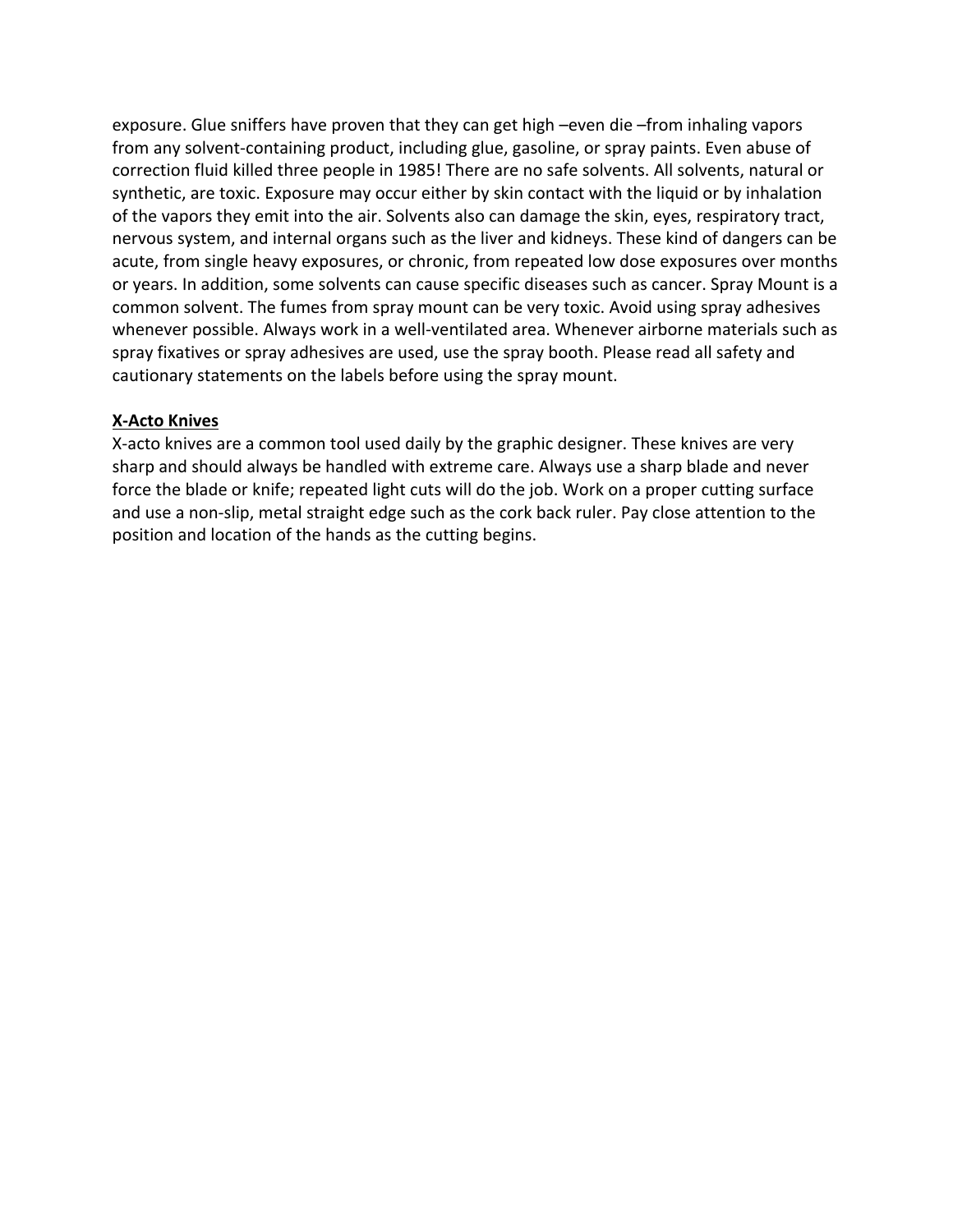exposure. Glue sniffers have proven that they can get high –even die –from inhaling vapors from any solvent-containing product, including glue, gasoline, or spray paints. Even abuse of correction fluid killed three people in 1985! There are no safe solvents. All solvents, natural or synthetic, are toxic. Exposure may occur either by skin contact with the liquid or by inhalation of the vapors they emit into the air. Solvents also can damage the skin, eyes, respiratory tract, nervous system, and internal organs such as the liver and kidneys. These kind of dangers can be acute, from single heavy exposures, or chronic, from repeated low dose exposures over months or years. In addition, some solvents can cause specific diseases such as cancer. Spray Mount is a common solvent. The fumes from spray mount can be very toxic. Avoid using spray adhesives whenever possible. Always work in a well-ventilated area. Whenever airborne materials such as spray fixatives or spray adhesives are used, use the spray booth. Please read all safety and cautionary statements on the labels before using the spray mount.

**X-Acto Knives**

X-acto knives are a common tool used daily by the graphic designer. These knives are very sharp and should always be handled with extreme care. Always use a sharp blade and never force the blade or knife; repeated light cuts will do the job. Work on a proper cutting surface and use a non-slip, metal straight edge such as the cork back ruler. Pay close attention to the position and location of the hands as the cutting begins.